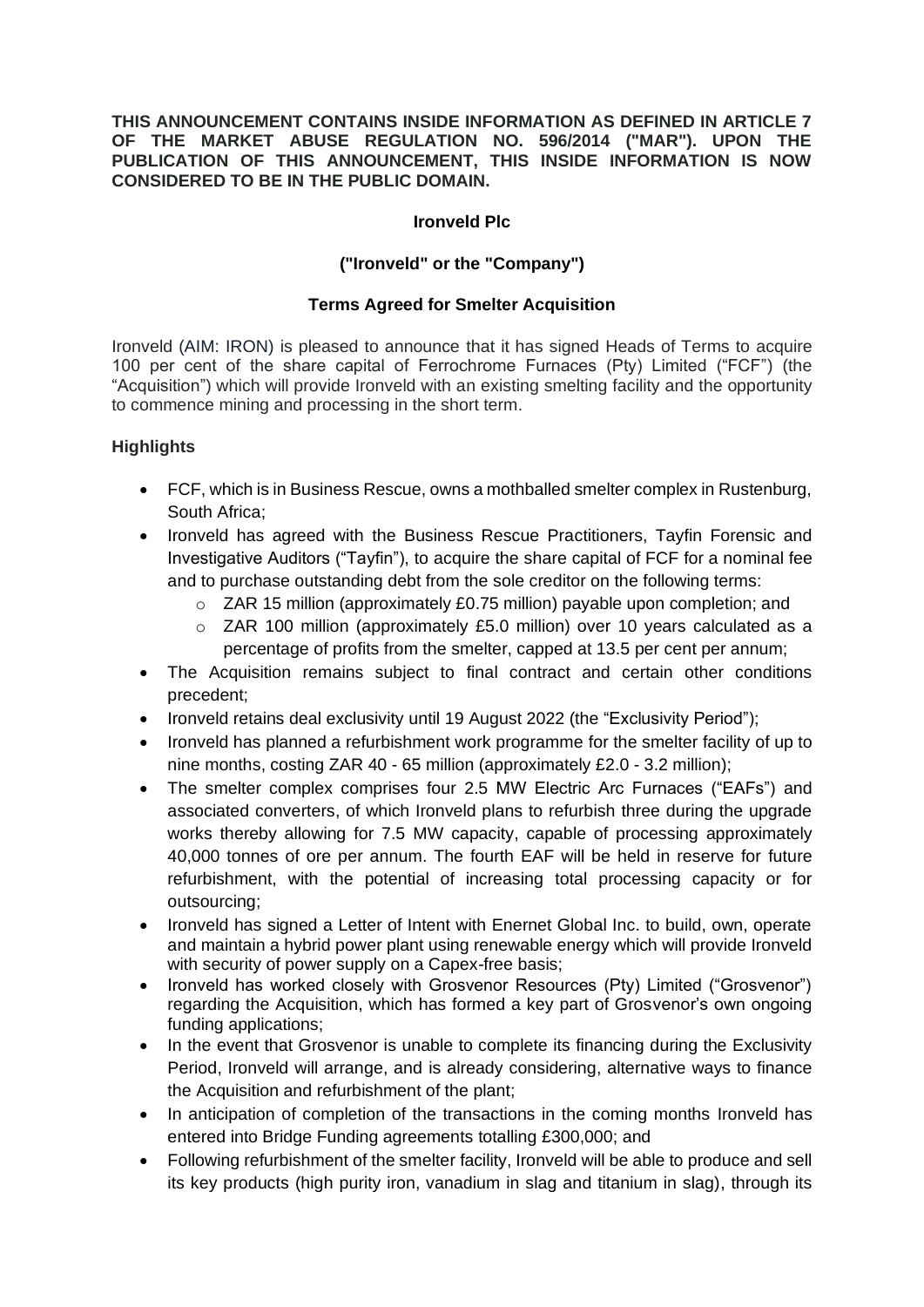**THIS ANNOUNCEMENT CONTAINS INSIDE INFORMATION AS DEFINED IN ARTICLE 7 OF THE MARKET ABUSE REGULATION NO. 596/2014 ("MAR"). UPON THE PUBLICATION OF THIS ANNOUNCEMENT, THIS INSIDE INFORMATION IS NOW CONSIDERED TO BE IN THE PUBLIC DOMAIN.**

**Ironveld Plc**

**("Ironveld" or the "Company")**

**Terms Agreed for Smelter Acquisition**

Ironveld (AIM: IRON) is pleased to announce that it has signed Heads of Terms to acquire 100 per cent of the share capital of Ferrochrome Furnaces (Pty) Limited ("FCF") (the "Acquisition") which will provide Ironveld with an existing smelting facility and the opportunity to commence mining and processing in the short term.

## Highlights

- FCF, which is in Business Rescue, owns a mothballed smelter complex in Rustenburg, South Africa;
- Ironveld has agreed with the Business Rescue Practitioners, Tayfin Forensic and Investigative Auditors ("Tayfin"), to acquire the share capital of FCF for a nominal fee and to purchase outstanding debt from the sole creditor on the following terms:
  - ZAR 15 million (approximately £0.75 million) payable upon completion; and
  - ZAR 100 million (approximately £5.0 million) over 10 years calculated as a percentage of profits from the smelter, capped at 13.5 per cent per annum;
- The Acquisition remains subject to final contract and certain other conditions precedent;
- Ironveld retains deal exclusivity until 19 August 2022 (the "Exclusivity Period");
- Ironveld has planned a refurbishment work programme for the smelter facility of up to nine months, costing ZAR 40 - 65 million (approximately £2.0 - 3.2 million);
- The smelter complex comprises four 2.5 MW Electric Arc Furnaces ("EAFs") and associated converters, of which Ironveld plans to refurbish three during the upgrade works thereby allowing for 7.5 MW capacity, capable of processing approximately 40,000 tonnes of ore per annum. The fourth EAF will be held in reserve for future refurbishment, with the potential of increasing total processing capacity or for outsourcing;
- Ironveld has signed a Letter of Intent with Enernet Global Inc. to build, own, operate and maintain a hybrid power plant using renewable energy which will provide Ironveld with security of power supply on a Capex-free basis;
- Ironveld has worked closely with Grosvenor Resources (Pty) Limited ("Grosvenor") regarding the Acquisition, which has formed a key part of Grosvenor's own ongoing funding applications;
- In the event that Grosvenor is unable to complete its financing during the Exclusivity Period, Ironveld will arrange, and is already considering, alternative ways to finance the Acquisition and refurbishment of the plant;
- In anticipation of completion of the transactions in the coming months Ironveld has entered into Bridge Funding agreements totalling £300,000; and
- Following refurbishment of the smelter facility, Ironveld will be able to produce and sell its key products (high purity iron, vanadium in slag and titanium in slag), through its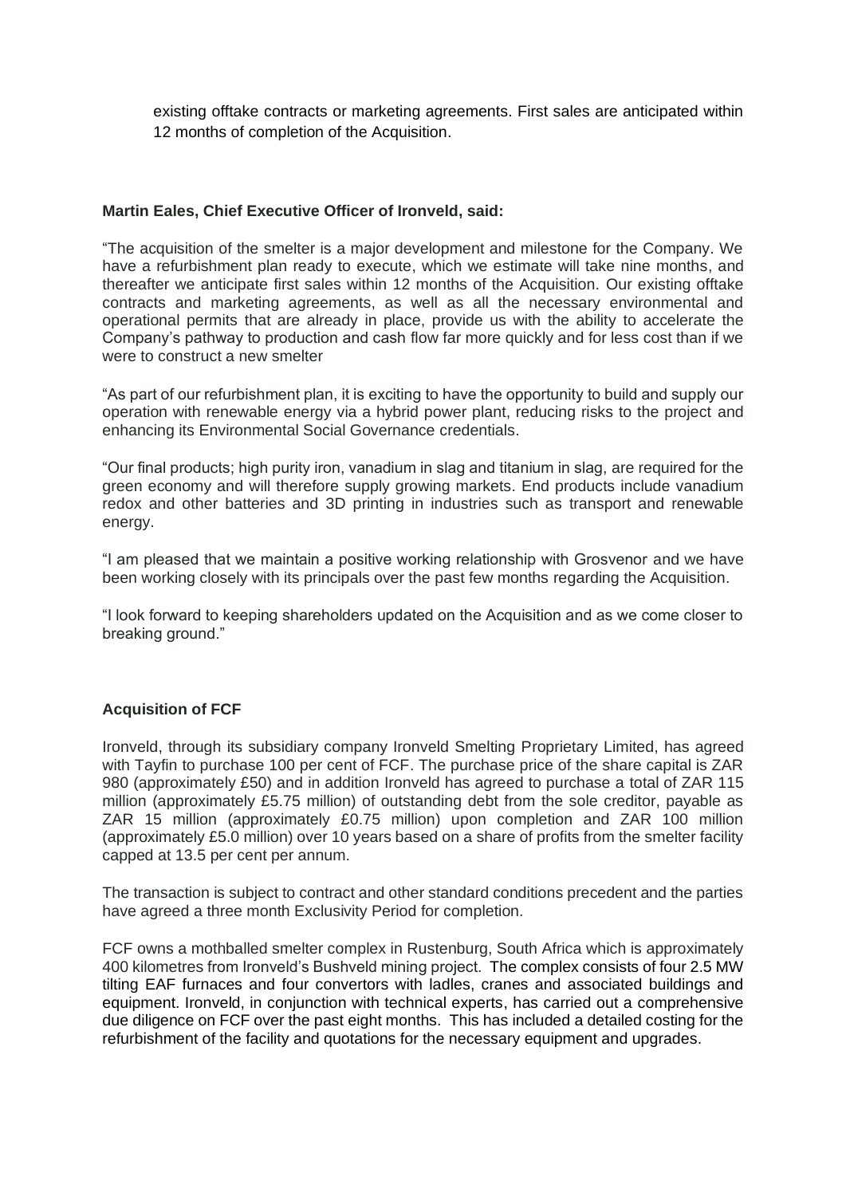existing offtake contracts or marketing agreements. First sales are anticipated within 12 months of completion of the Acquisition.

**Martin Eales, Chief Executive Officer of Ironveld, said:**

"The acquisition of the smelter is a major development and milestone for the Company. We have a refurbishment plan ready to execute, which we estimate will take nine months, and thereafter we anticipate first sales within 12 months of the Acquisition. Our existing offtake contracts and marketing agreements, as well as all the necessary environmental and operational permits that are already in place, provide us with the ability to accelerate the Company's pathway to production and cash flow far more quickly and for less cost than if we were to construct a new smelter

"As part of our refurbishment plan, it is exciting to have the opportunity to build and supply our operation with renewable energy via a hybrid power plant, reducing risks to the project and enhancing its Environmental Social Governance credentials.

"Our final products; high purity iron, vanadium in slag and titanium in slag, are required for the green economy and will therefore supply growing markets. End products include vanadium redox and other batteries and 3D printing in industries such as transport and renewable energy.

"I am pleased that we maintain a positive working relationship with Grosvenor and we have been working closely with its principals over the past few months regarding the Acquisition.

"I look forward to keeping shareholders updated on the Acquisition and as we come closer to breaking ground."

**Acquisition of FCF**

Ironveld, through its subsidiary company Ironveld Smelting Proprietary Limited, has agreed with Tayfin to purchase 100 per cent of FCF. The purchase price of the share capital is ZAR 980 (approximately £50) and in addition Ironveld has agreed to purchase a total of ZAR 115 million (approximately £5.75 million) of outstanding debt from the sole creditor, payable as ZAR 15 million (approximately £0.75 million) upon completion and ZAR 100 million (approximately £5.0 million) over 10 years based on a share of profits from the smelter facility capped at 13.5 per cent per annum.

The transaction is subject to contract and other standard conditions precedent and the parties have agreed a three month Exclusivity Period for completion.

FCF owns a mothballed smelter complex in Rustenburg, South Africa which is approximately 400 kilometres from Ironveld's Bushveld mining project. The complex consists of four 2.5 MW tilting EAF furnaces and four convertors with ladles, cranes and associated buildings and equipment. Ironveld, in conjunction with technical experts, has carried out a comprehensive due diligence on FCF over the past eight months. This has included a detailed costing for the refurbishment of the facility and quotations for the necessary equipment and upgrades.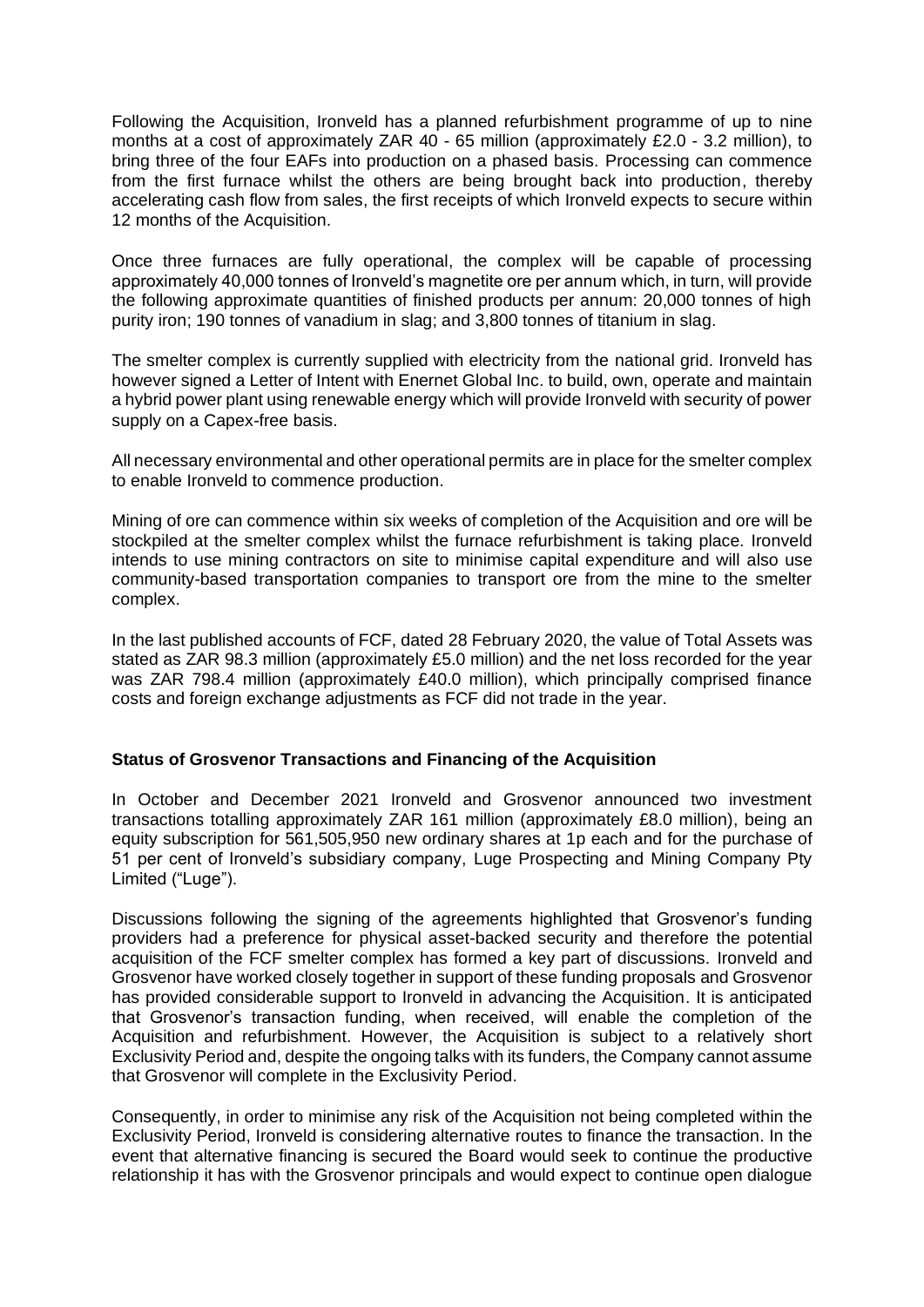Following the Acquisition, Ironveld has a planned refurbishment programme of up to nine months at a cost of approximately ZAR 40 - 65 million (approximately £2.0 - 3.2 million), to bring three of the four EAFs into production on a phased basis. Processing can commence from the first furnace whilst the others are being brought back into production, thereby accelerating cash flow from sales, the first receipts of which Ironveld expects to secure within 12 months of the Acquisition.

Once three furnaces are fully operational, the complex will be capable of processing approximately 40,000 tonnes of Ironveld's magnetite ore per annum which, in turn, will provide the following approximate quantities of finished products per annum: 20,000 tonnes of high purity iron; 190 tonnes of vanadium in slag; and 3,800 tonnes of titanium in slag.

The smelter complex is currently supplied with electricity from the national grid. Ironveld has however signed a Letter of Intent with Enernet Global Inc. to build, own, operate and maintain a hybrid power plant using renewable energy which will provide Ironveld with security of power supply on a Capex-free basis.

All necessary environmental and other operational permits are in place for the smelter complex to enable Ironveld to commence production.

Mining of ore can commence within six weeks of completion of the Acquisition and ore will be stockpiled at the smelter complex whilst the furnace refurbishment is taking place. Ironveld intends to use mining contractors on site to minimise capital expenditure and will also use community-based transportation companies to transport ore from the mine to the smelter complex.

In the last published accounts of FCF, dated 28 February 2020, the value of Total Assets was stated as ZAR 98.3 million (approximately £5.0 million) and the net loss recorded for the year was ZAR 798.4 million (approximately £40.0 million), which principally comprised finance costs and foreign exchange adjustments as FCF did not trade in the year.

**Status of Grosvenor Transactions and Financing of the Acquisition**

In October and December 2021 Ironveld and Grosvenor announced two investment transactions totalling approximately ZAR 161 million (approximately £8.0 million), being an equity subscription for 561,505,950 new ordinary shares at 1p each and for the purchase of 51 per cent of Ironveld's subsidiary company, Luge Prospecting and Mining Company Pty Limited ("Luge").

Discussions following the signing of the agreements highlighted that Grosvenor's funding providers had a preference for physical asset-backed security and therefore the potential acquisition of the FCF smelter complex has formed a key part of discussions. Ironveld and Grosvenor have worked closely together in support of these funding proposals and Grosvenor has provided considerable support to Ironveld in advancing the Acquisition. It is anticipated that Grosvenor's transaction funding, when received, will enable the completion of the Acquisition and refurbishment. However, the Acquisition is subject to a relatively short Exclusivity Period and, despite the ongoing talks with its funders, the Company cannot assume that Grosvenor will complete in the Exclusivity Period.

Consequently, in order to minimise any risk of the Acquisition not being completed within the Exclusivity Period, Ironveld is considering alternative routes to finance the transaction. In the event that alternative financing is secured the Board would seek to continue the productive relationship it has with the Grosvenor principals and would expect to continue open dialogue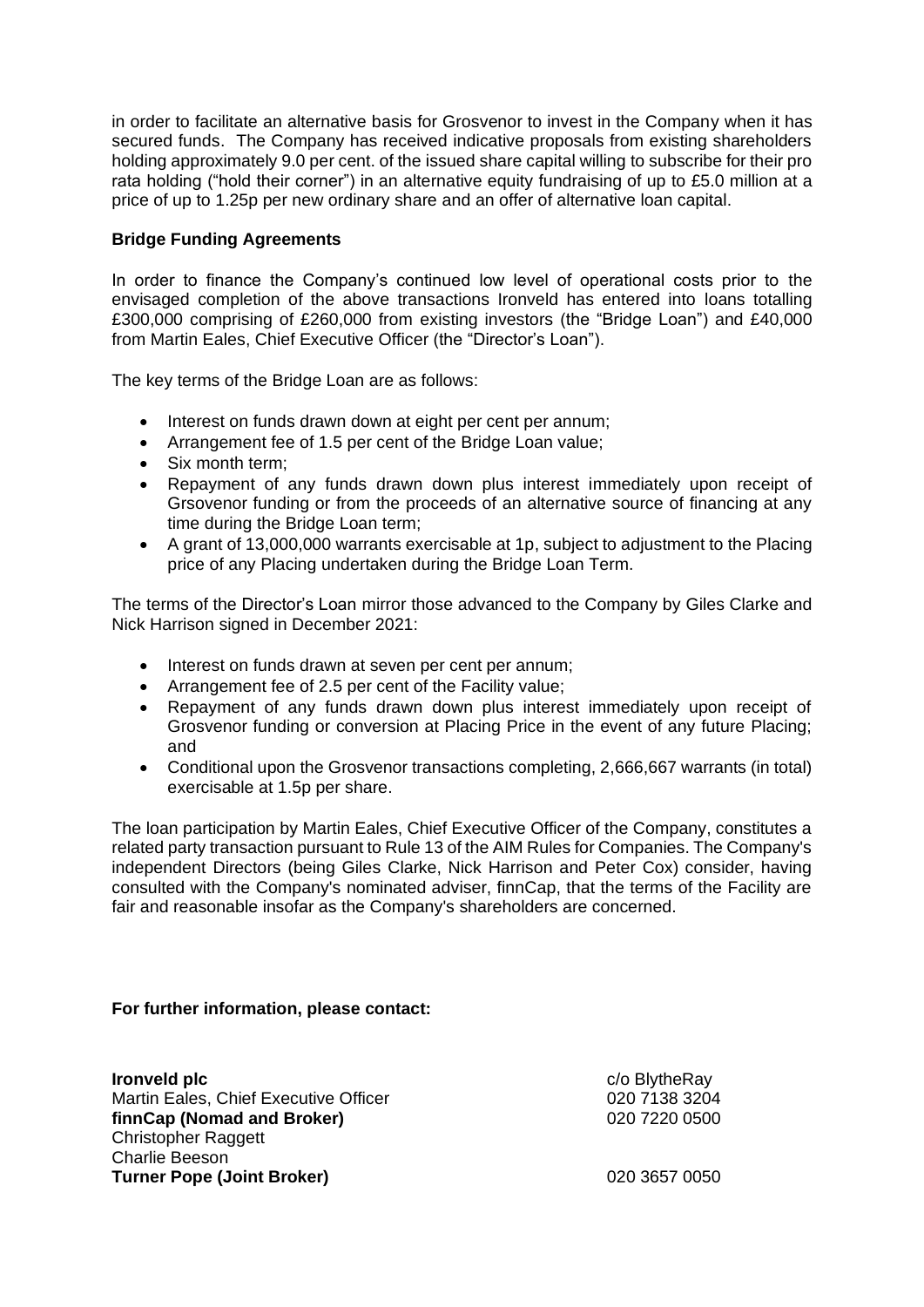in order to facilitate an alternative basis for Grosvenor to invest in the Company when it has secured funds. The Company has received indicative proposals from existing shareholders holding approximately 9.0 per cent. of the issued share capital willing to subscribe for their pro rata holding ("hold their corner") in an alternative equity fundraising of up to £5.0 million at a price of up to 1.25p per new ordinary share and an offer of alternative loan capital.

**Bridge Funding Agreements**

In order to finance the Company's continued low level of operational costs prior to the envisaged completion of the above transactions Ironveld has entered into loans totalling £300,000 comprising of £260,000 from existing investors (the "Bridge Loan") and £40,000 from Martin Eales, Chief Executive Officer (the "Director's Loan").

The key terms of the Bridge Loan are as follows:

- Interest on funds drawn down at eight per cent per annum;
- Arrangement fee of 1.5 per cent of the Bridge Loan value;
- Six month term;
- Repayment of any funds drawn down plus interest immediately upon receipt of Grsovenor funding or from the proceeds of an alternative source of financing at any time during the Bridge Loan term;
- A grant of 13,000,000 warrants exercisable at 1p, subject to adjustment to the Placing price of any Placing undertaken during the Bridge Loan Term.

The terms of the Director's Loan mirror those advanced to the Company by Giles Clarke and Nick Harrison signed in December 2021:

- Interest on funds drawn at seven per cent per annum;
- Arrangement fee of 2.5 per cent of the Facility value;
- Repayment of any funds drawn down plus interest immediately upon receipt of Grosvenor funding or conversion at Placing Price in the event of any future Placing; and
- Conditional upon the Grosvenor transactions completing, 2,666,667 warrants (in total) exercisable at 1.5p per share.

The loan participation by Martin Eales, Chief Executive Officer of the Company, constitutes a related party transaction pursuant to Rule 13 of the AIM Rules for Companies. The Company's independent Directors (being Giles Clarke, Nick Harrison and Peter Cox) consider, having consulted with the Company's nominated adviser, finnCap, that the terms of the Facility are fair and reasonable insofar as the Company's shareholders are concerned.

**For further information, please contact:**

| | |
|---|---|
| **Ironveld plc** | c/o BlytheRay |
| Martin Eales, Chief Executive Officer | 020 7138 3204 |
| **finnCap (Nomad and Broker)** | 020 7220 0500 |
| Christopher Raggett | |
| Charlie Beeson | |
| **Turner Pope (Joint Broker)** | 020 3657 0050 |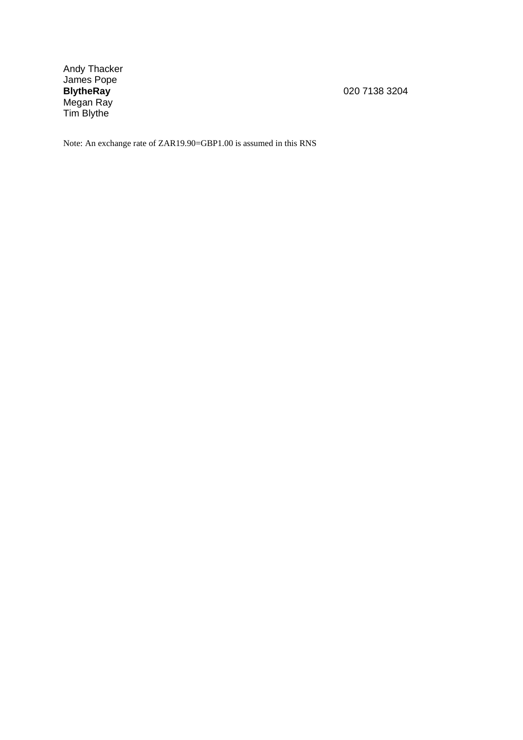Andy Thacker
James Pope

| | |
|---|---|
| **BlytheRay** | 020 7138 3204 |

Megan Ray
Tim Blythe

Note: An exchange rate of ZAR19.90=GBP1.00 is assumed in this RNS